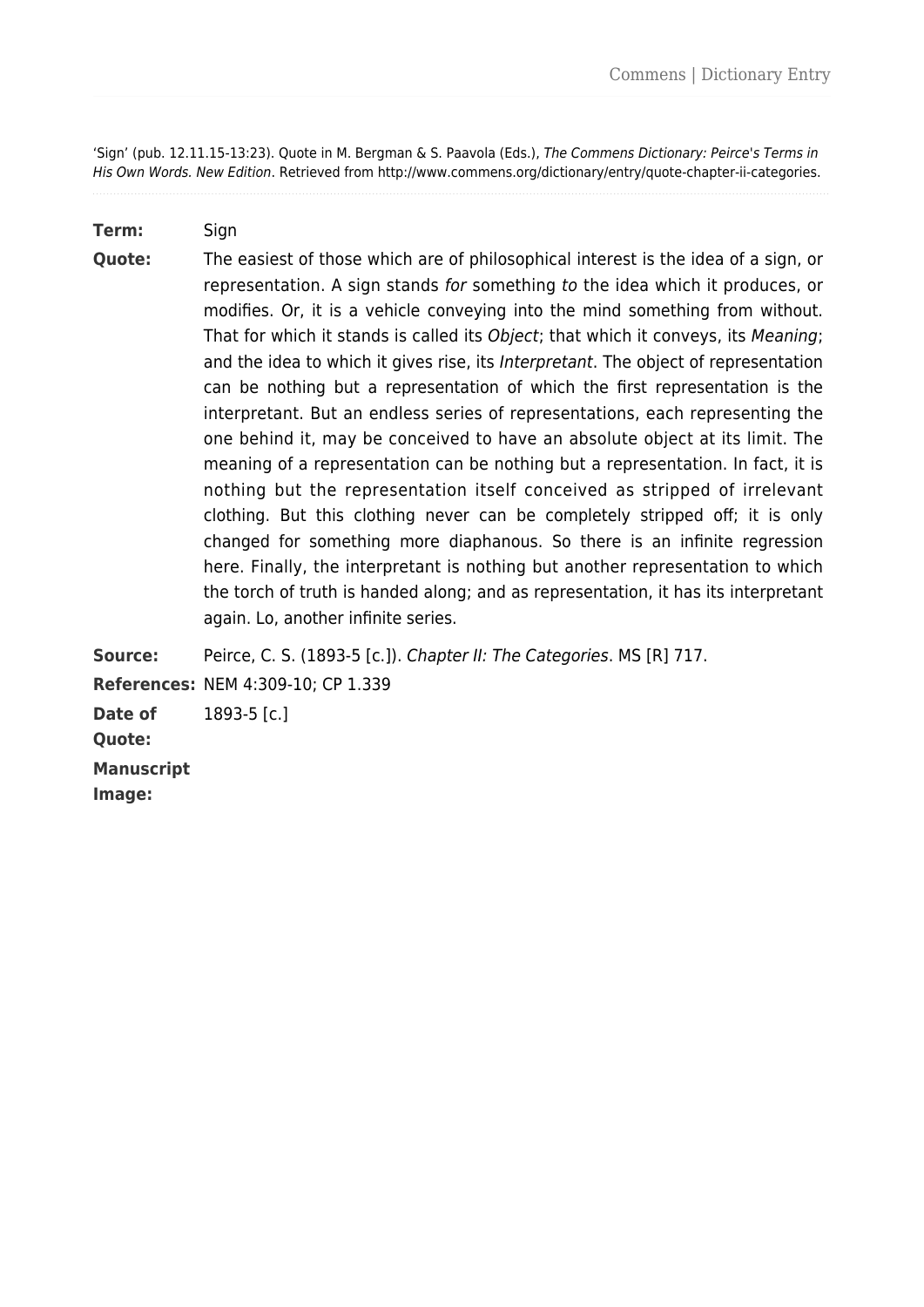'Sign' (pub. 12.11.15-13:23). Quote in M. Bergman & S. Paavola (Eds.), *The Commens Dictionary: Peirce's Terms in His Own Words. New Edition*. Retrieved from http://www.commens.org/dictionary/entry/quote-chapter-ii-categories.

**Term:** Sign

**Quote:** The easiest of those which are of philosophical interest is the idea of a sign, or representation. A sign stands *for* something *to* the idea which it produces, or modifies. Or, it is a vehicle conveying into the mind something from without. That for which it stands is called its *Object*; that which it conveys, its *Meaning*; and the idea to which it gives rise, its *Interpretant*. The object of representation can be nothing but a representation of which the first representation is the interpretant. But an endless series of representations, each representing the one behind it, may be conceived to have an absolute object at its limit. The meaning of a representation can be nothing but a representation. In fact, it is nothing but the representation itself conceived as stripped of irrelevant clothing. But this clothing never can be completely stripped off; it is only changed for something more diaphanous. So there is an infinite regression here. Finally, the interpretant is nothing but another representation to which the torch of truth is handed along; and as representation, it has its interpretant again. Lo, another infinite series.

**Source:** Peirce, C. S. (1893-5 [c.]). *Chapter II: The Categories*. MS [R] 717.

**References:** NEM 4:309-10; CP 1.339

**Date of Quote:** 1893-5 [c.]

**Manuscript Image:**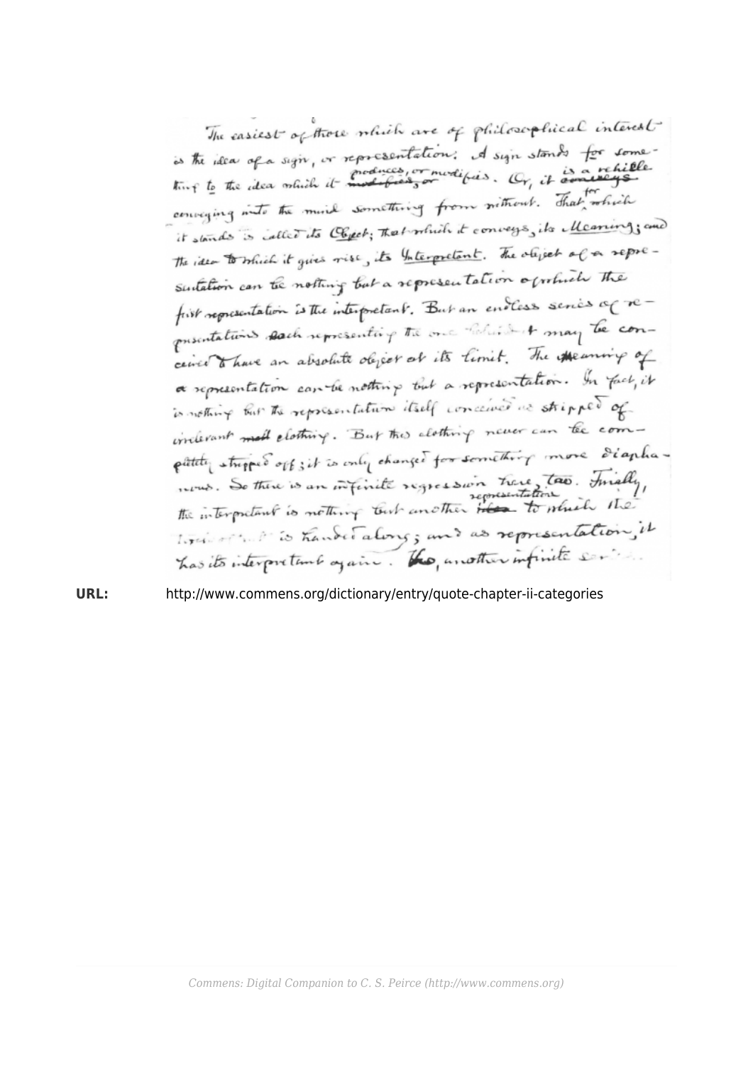The easiest of those which are of philosophical interest is the idea of a sign, or representation. A sign stands for something to the idea which it produces, or modifies. Or, it is a vehicle conveying into the mind something from without. That for which it stands is called its Object; that which it conveys, its Meaning; and the idea to which it gives rise, its Interpretant. The object of a representation can be nothing but a representation of which the first representation is the interpretant. But an endless series of representations, each representing the one behind it, may be conceived to have an absolute object at its limit. The meaning of a representation can be nothing but a representation. In fact, it is nothing but the representation itself conceived as stripped of irrelevant clothing. But this clothing never can be completely stripped off; it is only changed for something more diaphanous. So there is an infinite regression here, too. Finally, the interpretant is nothing but another representation to which the torch of truth is handed along; and as representation, it has its interpretant again. Lo, another infinite series.

**URL:** http://www.commens.org/dictionary/entry/quote-chapter-ii-categories